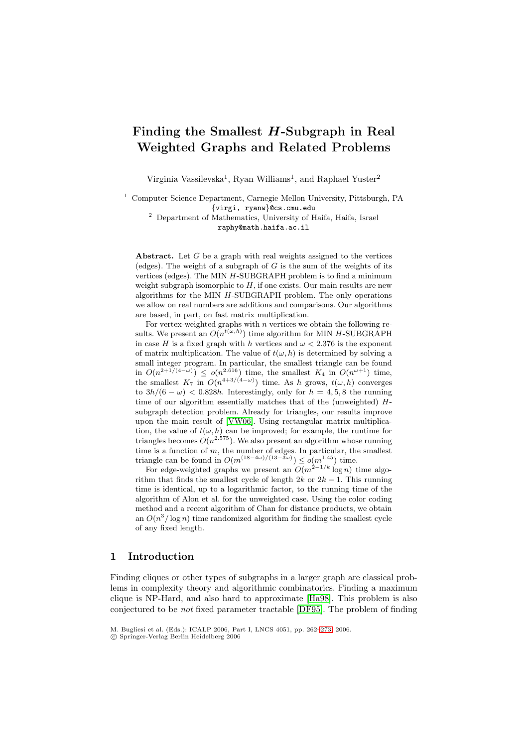# Finding the Smallest $H$-Subgraph in Real Weighted Graphs and Related Problems

Virginia Vassilevska[1], Ryan Williams[1], and Raphael Yuster[2]

[1] Computer Science Department, Carnegie Mellon University, Pittsburgh, PA {virgi, ryanw}@cs.cmu.edu

[2] Department of Mathematics, University of Haifa, Haifa, Israel raphy@math.haifa.ac.il

**Abstract.** Let $G$ be a graph with real weights assigned to the vertices (edges). The weight of a subgraph of $G$ is the sum of the weights of its vertices (edges). The MIN $H$-SUBGRAPH problem is to find a minimum weight subgraph isomorphic to $H$, if one exists. Our main results are new algorithms for the MIN $H$-SUBGRAPH problem. The only operations we allow on real numbers are additions and comparisons. Our algorithms are based, in part, on fast matrix multiplication.

For vertex-weighted graphs with $n$ vertices we obtain the following results. We present an $O(n^{t(\omega,h)})$ time algorithm for MIN $H$-SUBGRAPH in case $H$ is a fixed graph with $h$ vertices and $\omega < 2.376$ is the exponent of matrix multiplication. The value of $t(\omega, h)$ is determined by solving a small integer program. In particular, the smallest triangle can be found in $O(n^{2+1/(4-\omega)}) \leq o(n^{2.616})$ time, the smallest $K_4$ in $O(n^{\omega+1})$ time, the smallest $K_7$ in $O(n^{4+3/(4-\omega)})$ time. As $h$ grows, $t(\omega, h)$ converges to $3h/(6-\omega) < 0.828h$. Interestingly, only for $h = 4, 5, 8$ the running time of our algorithm essentially matches that of the (unweighted) $H$-subgraph detection problem. Already for triangles, our results improve upon the main result of [VW06]. Using rectangular matrix multiplication, the value of $t(\omega, h)$ can be improved; for example, the runtime for triangles becomes $O(n^{2.575})$. We also present an algorithm whose running time is a function of $m$, the number of edges. In particular, the smallest triangle can be found in $O(m^{(18-4\omega)/(13-3\omega)}) \leq o(m^{1.45})$ time.

For edge-weighted graphs we present an $O(m^{2-1/k} \log n)$ time algorithm that finds the smallest cycle of length $2k$ or $2k-1$. This running time is identical, up to a logarithmic factor, to the running time of the algorithm of Alon et al. for the unweighted case. Using the color coding method and a recent algorithm of Chan for distance products, we obtain an $O(n^3/\log n)$ time randomized algorithm for finding the smallest cycle of any fixed length.

## 1 Introduction

Finding cliques or other types of subgraphs in a larger graph are classical problems in complexity theory and algorithmic combinatorics. Finding a maximum clique is NP-Hard, and also hard to approximate [Ha98]. This problem is also conjectured to be *not* fixed parameter tractable [DF95]. The problem of finding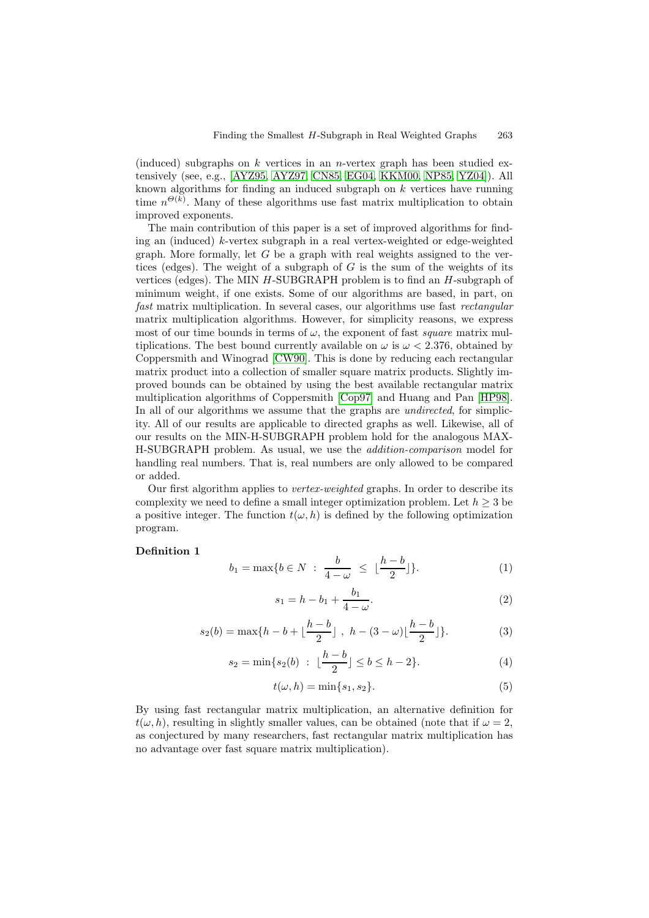(induced) subgraphs on $k$ vertices in an $n$-vertex graph has been studied extensively (see, e.g., [AYZ95, AYZ97, CN85, EG04, KKM00, NP85, YZ04]). All known algorithms for finding an induced subgraph on $k$ vertices have running time $n^{\Theta(k)}$. Many of these algorithms use fast matrix multiplication to obtain improved exponents.

The main contribution of this paper is a set of improved algorithms for finding an (induced) $k$-vertex subgraph in a real vertex-weighted or edge-weighted graph. More formally, let $G$ be a graph with real weights assigned to the vertices (edges). The weight of a subgraph of $G$ is the sum of the weights of its vertices (edges). The MIN $H$-SUBGRAPH problem is to find an $H$-subgraph of minimum weight, if one exists. Some of our algorithms are based, in part, on *fast* matrix multiplication. In several cases, our algorithms use fast *rectangular* matrix multiplication algorithms. However, for simplicity reasons, we express most of our time bounds in terms of $\omega$, the exponent of fast *square* matrix multiplications. The best bound currently available on $\omega$ is $\omega < 2.376$, obtained by Coppersmith and Winograd [CW90]. This is done by reducing each rectangular matrix product into a collection of smaller square matrix products. Slightly improved bounds can be obtained by using the best available rectangular matrix multiplication algorithms of Coppersmith [Cop97] and Huang and Pan [HP98]. In all of our algorithms we assume that the graphs are *undirected*, for simplicity. All of our results are applicable to directed graphs as well. Likewise, all of our results on the MIN-H-SUBGRAPH problem hold for the analogous MAX-H-SUBGRAPH problem. As usual, we use the *addition-comparison* model for handling real numbers. That is, real numbers are only allowed to be compared or added.

Our first algorithm applies to *vertex-weighted* graphs. In order to describe its complexity we need to define a small integer optimization problem. Let $h \geq 3$ be a positive integer. The function $t(\omega, h)$ is defined by the following optimization program.

**Definition 1**

$$b_1 = \max\{b \in N \ : \ \frac{b}{4-\omega} \ \leq \ \lfloor \frac{h-b}{2} \rfloor\}. \tag{1}$$

$$s_1 = h - b_1 + \frac{b_1}{4-\omega}. \tag{2}$$

$$s_2(b) = \max\{h - b + \lfloor \frac{h-b}{2} \rfloor \ , \ h - (3-\omega)\lfloor \frac{h-b}{2} \rfloor\}. \tag{3}$$

$$s_2 = \min\{s_2(b) \ : \ \lfloor \frac{h-b}{2} \rfloor \leq b \leq h-2\}. \tag{4}$$

$$t(\omega, h) = \min\{s_1, s_2\}. \tag{5}$$

By using fast rectangular matrix multiplication, an alternative definition for $t(\omega, h)$, resulting in slightly smaller values, can be obtained (note that if $\omega = 2$, as conjectured by many researchers, fast rectangular matrix multiplication has no advantage over fast square matrix multiplication).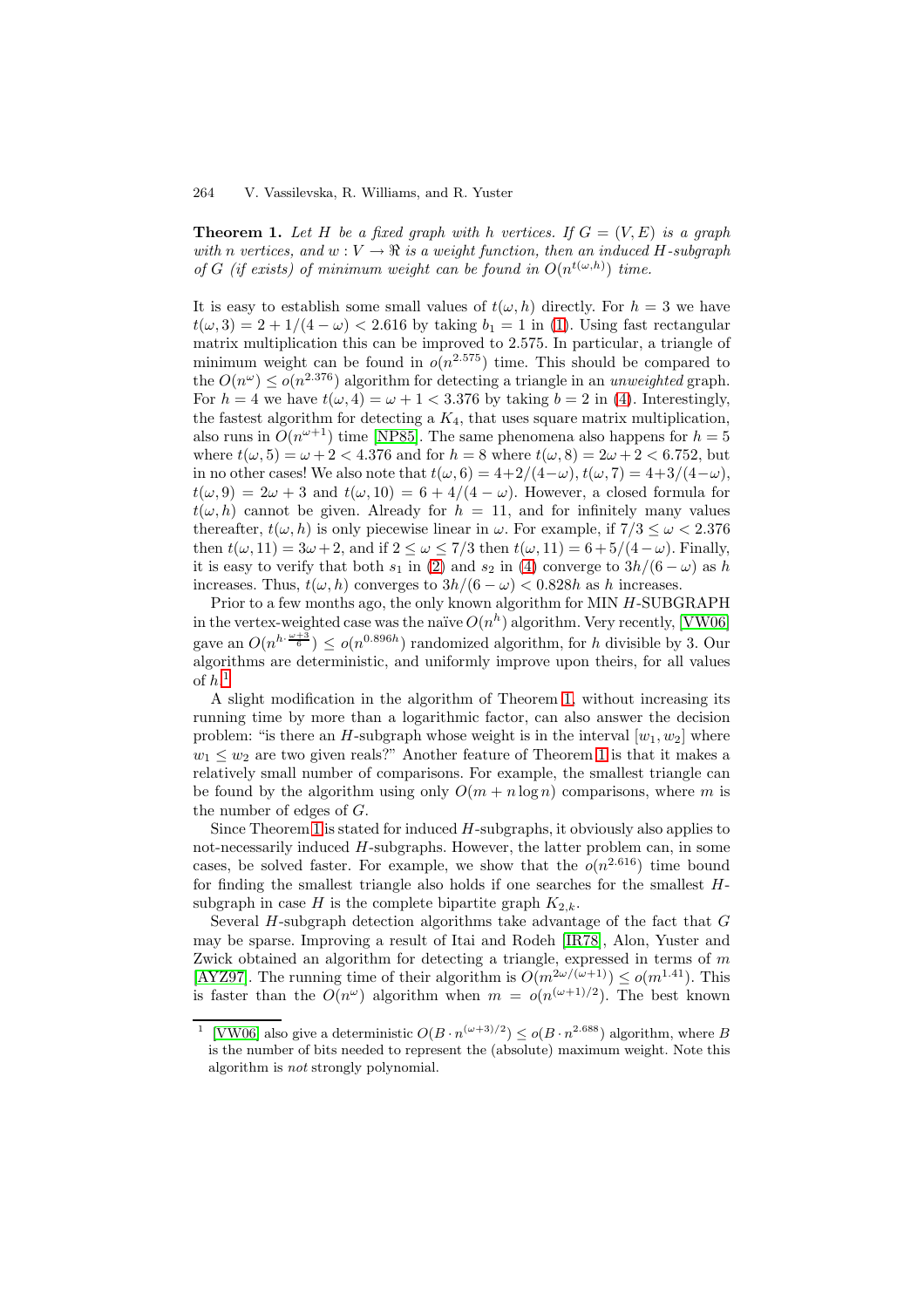**Theorem 1.** *Let $H$ be a fixed graph with $h$ vertices. If $G = (V, E)$ is a graph with $n$ vertices, and $w : V \to \Re$ is a weight function, then an induced $H$-subgraph of $G$ (if exists) of minimum weight can be found in $O(n^{t(\omega,h)})$ time.*

It is easy to establish some small values of $t(\omega, h)$ directly. For $h = 3$ we have $t(\omega, 3) = 2 + 1/(4 - \omega) < 2.616$ by taking $b_1 = 1$ in (1). Using fast rectangular matrix multiplication this can be improved to 2.575. In particular, a triangle of minimum weight can be found in $o(n^{2.575})$ time. This should be compared to the $O(n^\omega) \leq o(n^{2.376})$ algorithm for detecting a triangle in an *unweighted* graph. For $h = 4$ we have $t(\omega, 4) = \omega + 1 < 3.376$ by taking $b = 2$ in (4). Interestingly, the fastest algorithm for detecting a $K_4$, that uses square matrix multiplication, also runs in $O(n^{\omega+1})$ time [NP85]. The same phenomena also happens for $h = 5$ where $t(\omega, 5) = \omega + 2 < 4.376$ and for $h = 8$ where $t(\omega, 8) = 2\omega + 2 < 6.752$, but in no other cases! We also note that $t(\omega, 6) = 4+2/(4-\omega)$, $t(\omega, 7) = 4+3/(4-\omega)$, $t(\omega, 9) = 2\omega + 3$ and $t(\omega, 10) = 6 + 4/(4 - \omega)$. However, a closed formula for $t(\omega, h)$ cannot be given. Already for $h = 11$, and for infinitely many values thereafter, $t(\omega, h)$ is only piecewise linear in $\omega$. For example, if $7/3 \leq \omega < 2.376$ then $t(\omega, 11) = 3\omega+2$, and if $2 \leq \omega \leq 7/3$ then $t(\omega, 11) = 6 + 5/(4 - \omega)$. Finally, it is easy to verify that both $s_1$ in (2) and $s_2$ in (4) converge to $3h/(6 - \omega)$ as $h$ increases. Thus, $t(\omega, h)$ converges to $3h/(6 - \omega) < 0.828h$ as $h$ increases.

Prior to a few months ago, the only known algorithm for MIN $H$-SUBGRAPH in the vertex-weighted case was the naïve $O(n^h)$ algorithm. Very recently, [VW06] gave an $O(n^{h \cdot \frac{\omega+3}{6}}) \leq o(n^{0.896h})$ randomized algorithm, for $h$ divisible by 3. Our algorithms are deterministic, and uniformly improve upon theirs, for all values of $h$.[1]

A slight modification in the algorithm of Theorem 1, without increasing its running time by more than a logarithmic factor, can also answer the decision problem: "is there an $H$-subgraph whose weight is in the interval $[w_1, w_2]$ where $w_1 \leq w_2$ are two given reals?" Another feature of Theorem 1 is that it makes a relatively small number of comparisons. For example, the smallest triangle can be found by the algorithm using only $O(m + n \log n)$ comparisons, where $m$ is the number of edges of $G$.

Since Theorem 1 is stated for induced $H$-subgraphs, it obviously also applies to not-necessarily induced $H$-subgraphs. However, the latter problem can, in some cases, be solved faster. For example, we show that the $o(n^{2.616})$ time bound for finding the smallest triangle also holds if one searches for the smallest $H$-subgraph in case $H$ is the complete bipartite graph $K_{2,k}$.

Several $H$-subgraph detection algorithms take advantage of the fact that $G$ may be sparse. Improving a result of Itai and Rodeh [IR78], Alon, Yuster and Zwick obtained an algorithm for detecting a triangle, expressed in terms of $m$ [AYZ97]. The running time of their algorithm is $O(m^{2\omega/(\omega+1)}) \leq o(m^{1.41})$. This is faster than the $O(n^\omega)$ algorithm when $m = o(n^{(\omega+1)/2})$. The best known

[1] [VW06] also give a deterministic $O(B \cdot n^{(\omega+3)/2}) \leq o(B \cdot n^{2.688})$ algorithm, where $B$ is the number of bits needed to represent the (absolute) maximum weight. Note this algorithm is *not* strongly polynomial.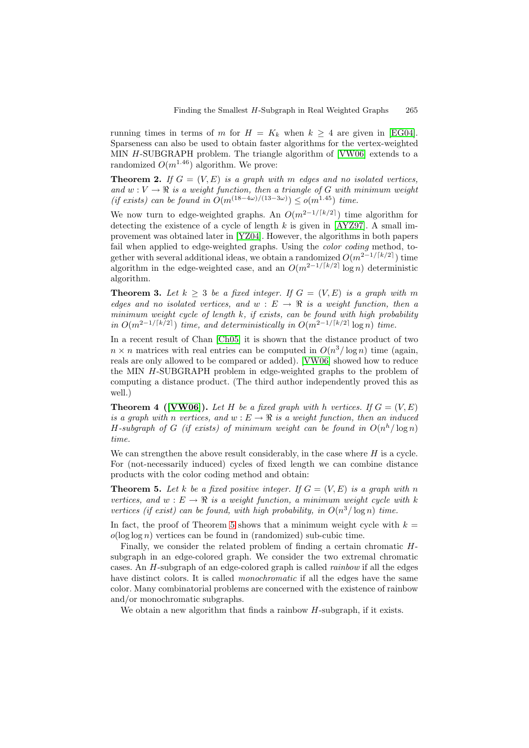running times in terms of $m$ for $H = K_k$ when $k \geq 4$ are given in [EG04]. Sparseness can also be used to obtain faster algorithms for the vertex-weighted MIN $H$-SUBGRAPH problem. The triangle algorithm of [VW06] extends to a randomized $O(m^{1.46})$ algorithm. We prove:

**Theorem 2.** *If $G = (V, E)$ is a graph with $m$ edges and no isolated vertices, and $w : V \rightarrow \Re$ is a weight function, then a triangle of $G$ with minimum weight (if exists) can be found in $O(m^{(18-4\omega)/(13-3\omega)}) \leq o(m^{1.45})$ time.*

We now turn to edge-weighted graphs. An $O(m^{2-1/\lceil k/2 \rceil})$ time algorithm for detecting the existence of a cycle of length $k$ is given in [AYZ97]. A small improvement was obtained later in [YZ04]. However, the algorithms in both papers fail when applied to edge-weighted graphs. Using the *color coding* method, together with several additional ideas, we obtain a randomized $O(m^{2-1/\lceil k/2 \rceil})$ time algorithm in the edge-weighted case, and an $O(m^{2-1/\lceil k/2 \rceil} \log n)$ deterministic algorithm.

**Theorem 3.** *Let $k \geq 3$ be a fixed integer. If $G = (V, E)$ is a graph with $m$ edges and no isolated vertices, and $w : E \rightarrow \Re$ is a weight function, then a minimum weight cycle of length $k$, if exists, can be found with high probability in $O(m^{2-1/\lceil k/2 \rceil})$ time, and deterministically in $O(m^{2-1/\lceil k/2 \rceil} \log n)$ time.*

In a recent result of Chan [Ch05] it is shown that the distance product of two $n \times n$ matrices with real entries can be computed in $O(n^3/\log n)$ time (again, reals are only allowed to be compared or added). [VW06] showed how to reduce the MIN $H$-SUBGRAPH problem in edge-weighted graphs to the problem of computing a distance product. (The third author independently proved this as well.)

**Theorem 4 ([VW06]).** *Let $H$ be a fixed graph with $h$ vertices. If $G = (V, E)$ is a graph with $n$ vertices, and $w : E \rightarrow \Re$ is a weight function, then an induced $H$-subgraph of $G$ (if exists) of minimum weight can be found in $O(n^h/\log n)$ time.*

We can strengthen the above result considerably, in the case where $H$ is a cycle. For (not-necessarily induced) cycles of fixed length we can combine distance products with the color coding method and obtain:

**Theorem 5.** *Let $k$ be a fixed positive integer. If $G = (V, E)$ is a graph with $n$ vertices, and $w : E \rightarrow \Re$ is a weight function, a minimum weight cycle with $k$ vertices (if exist) can be found, with high probability, in $O(n^3/\log n)$ time.*

In fact, the proof of Theorem 5 shows that a minimum weight cycle with $k = o(\log \log n)$ vertices can be found in (randomized) sub-cubic time.

Finally, we consider the related problem of finding a certain chromatic $H$-subgraph in an edge-colored graph. We consider the two extremal chromatic cases. An $H$-subgraph of an edge-colored graph is called *rainbow* if all the edges have distinct colors. It is called *monochromatic* if all the edges have the same color. Many combinatorial problems are concerned with the existence of rainbow and/or monochromatic subgraphs.

We obtain a new algorithm that finds a rainbow $H$-subgraph, if it exists.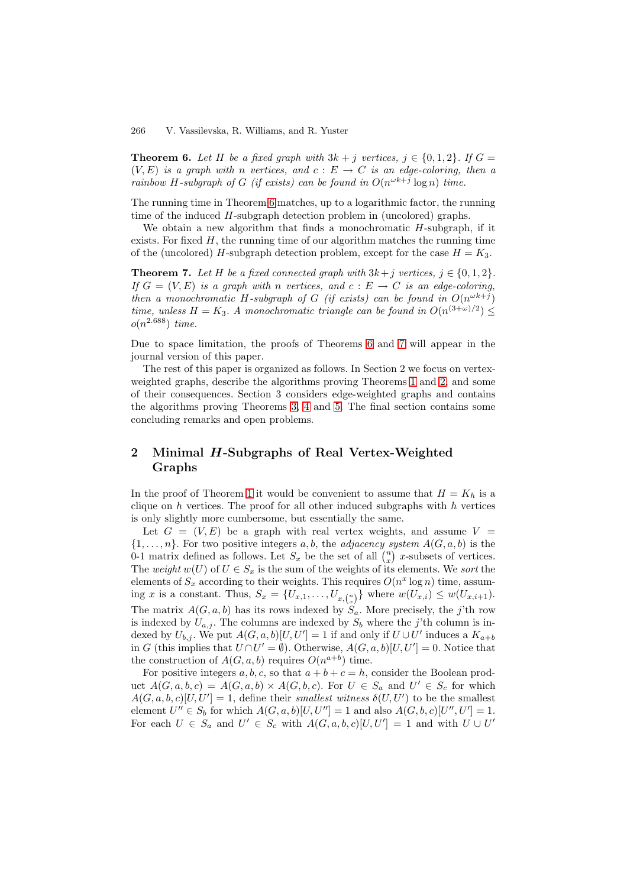**Theorem 6.** *Let $H$ be a fixed graph with $3k+j$ vertices, $j \in \{0,1,2\}$. If $G = (V,E)$ is a graph with $n$ vertices, and $c : E \to C$ is an edge-coloring, then a rainbow $H$-subgraph of $G$ (if exists) can be found in $O(n^{\omega k+j} \log n)$ time.*

The running time in Theorem 6 matches, up to a logarithmic factor, the running time of the induced $H$-subgraph detection problem in (uncolored) graphs.

We obtain a new algorithm that finds a monochromatic $H$-subgraph, if it exists. For fixed $H$, the running time of our algorithm matches the running time of the (uncolored) $H$-subgraph detection problem, except for the case $H = K_3$.

**Theorem 7.** *Let $H$ be a fixed connected graph with $3k+j$ vertices, $j \in \{0,1,2\}$. If $G = (V,E)$ is a graph with $n$ vertices, and $c : E \to C$ is an edge-coloring, then a monochromatic $H$-subgraph of $G$ (if exists) can be found in $O(n^{\omega k+j})$ time, unless $H = K_3$. A monochromatic triangle can be found in $O(n^{(3+\omega)/2}) \leq o(n^{2.688})$ time.*

Due to space limitation, the proofs of Theorems 6 and 7 will appear in the journal version of this paper.

The rest of this paper is organized as follows. In Section 2 we focus on vertex-weighted graphs, describe the algorithms proving Theorems 1 and 2, and some of their consequences. Section 3 considers edge-weighted graphs and contains the algorithms proving Theorems 3, 4 and 5. The final section contains some concluding remarks and open problems.

## 2 Minimal $H$-Subgraphs of Real Vertex-Weighted Graphs

In the proof of Theorem 1 it would be convenient to assume that $H = K_h$ is a clique on $h$ vertices. The proof for all other induced subgraphs with $h$ vertices is only slightly more cumbersome, but essentially the same.

Let $G = (V,E)$ be a graph with real vertex weights, and assume $V = \{1,\ldots,n\}$. For two positive integers $a, b$, the *adjacency system* $A(G,a,b)$ is the 0-1 matrix defined as follows. Let $S_x$ be the set of all $\binom{n}{x}$ $x$-subsets of vertices. The *weight* $w(U)$ of $U \in S_x$ is the sum of the weights of its elements. We *sort* the elements of $S_x$ according to their weights. This requires $O(n^x \log n)$ time, assuming $x$ is a constant. Thus, $S_x = \{U_{x,1}, \ldots, U_{x,\binom{n}{x}}\}$ where $w(U_{x,i}) \leq w(U_{x,i+1})$. The matrix $A(G,a,b)$ has its rows indexed by $S_a$. More precisely, the $j$'th row is indexed by $U_{a,j}$. The columns are indexed by $S_b$ where the $j$'th column is indexed by $U_{b,j}$. We put $A(G,a,b)[U,U'] = 1$ if and only if $U \cup U'$ induces a $K_{a+b}$ in $G$ (this implies that $U \cap U' = \emptyset$). Otherwise, $A(G,a,b)[U,U'] = 0$. Notice that the construction of $A(G,a,b)$ requires $O(n^{a+b})$ time.

For positive integers $a, b, c$, so that $a+b+c = h$, consider the Boolean product $A(G,a,b,c) = A(G,a,b) \times A(G,b,c)$. For $U \in S_a$ and $U' \in S_c$ for which $A(G,a,b,c)[U,U'] = 1$, define their *smallest witness* $\delta(U,U')$ to be the smallest element $U'' \in S_b$ for which $A(G,a,b)[U,U''] = 1$ and also $A(G,b,c)[U'',U'] = 1$. For each $U \in S_a$ and $U' \in S_c$ with $A(G,a,b,c)[U,U'] = 1$ and with $U \cup U'$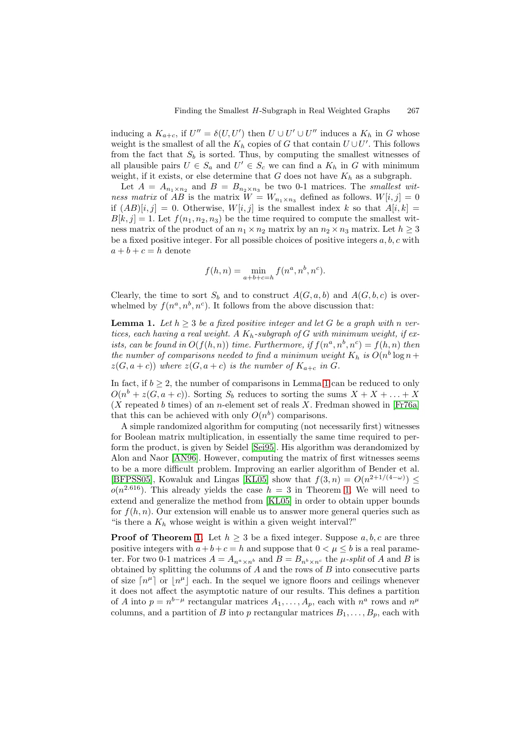inducing a $K_{a+c}$, if $U'' = \delta(U, U')$ then $U \cup U' \cup U''$ induces a $K_h$ in $G$ whose weight is the smallest of all the $K_h$ copies of $G$ that contain $U \cup U'$. This follows from the fact that $S_b$ is sorted. Thus, by computing the smallest witnesses of all plausible pairs $U \in S_a$ and $U' \in S_c$ we can find a $K_h$ in $G$ with minimum weight, if it exists, or else determine that $G$ does not have $K_h$ as a subgraph.

Let $A = A_{n_1 \times n_2}$ and $B = B_{n_2 \times n_3}$ be two 0-1 matrices. The *smallest witness matrix* of $AB$ is the matrix $W = W_{n_1 \times n_3}$ defined as follows. $W[i,j] = 0$ if $(AB)[i,j] = 0$. Otherwise, $W[i,j]$ is the smallest index $k$ so that $A[i,k] = B[k,j] = 1$. Let $f(n_1, n_2, n_3)$ be the time required to compute the smallest witness matrix of the product of an $n_1 \times n_2$ matrix by an $n_2 \times n_3$ matrix. Let $h \geq 3$ be a fixed positive integer. For all possible choices of positive integers $a, b, c$ with $a + b + c = h$ denote

$$f(h, n) = \min_{a+b+c=h} f(n^a, n^b, n^c).$$

Clearly, the time to sort $S_b$ and to construct $A(G, a, b)$ and $A(G, b, c)$ is overwhelmed by $f(n^a, n^b, n^c)$. It follows from the above discussion that:

**Lemma 1.** *Let $h \geq 3$ be a fixed positive integer and let $G$ be a graph with $n$ vertices, each having a real weight. A $K_h$-subgraph of $G$ with minimum weight, if exists, can be found in $O(f(h, n))$ time. Furthermore, if $f(n^a, n^b, n^c) = f(h, n)$ then the number of comparisons needed to find a minimum weight $K_h$ is $O(n^b \log n + z(G, a + c))$ where $z(G, a + c)$ is the number of $K_{a+c}$ in $G$.*

In fact, if $b \geq 2$, the number of comparisons in Lemma 1 can be reduced to only $O(n^b + z(G, a + c))$. Sorting $S_b$ reduces to sorting the sums $X + X + \ldots + X$ ($X$ repeated $b$ times) of an $n$-element set of reals $X$. Fredman showed in [Fr76a] that this can be achieved with only $O(n^b)$ comparisons.

A simple randomized algorithm for computing (not necessarily first) witnesses for Boolean matrix multiplication, in essentially the same time required to perform the product, is given by Seidel [Sei95]. His algorithm was derandomized by Alon and Naor [AN96]. However, computing the matrix of first witnesses seems to be a more difficult problem. Improving an earlier algorithm of Bender et al. [BFPSS05], Kowaluk and Lingas [KL05] show that $f(3, n) = O(n^{2+1/(4-\omega)}) \leq o(n^{2.616})$. This already yields the case $h = 3$ in Theorem 1. We will need to extend and generalize the method from [KL05] in order to obtain upper bounds for $f(h, n)$. Our extension will enable us to answer more general queries such as "is there a $K_h$ whose weight is within a given weight interval?"

**Proof of Theorem 1.** Let $h \geq 3$ be a fixed integer. Suppose $a, b, c$ are three positive integers with $a + b + c = h$ and suppose that $0 < \mu \leq b$ is a real parameter. For two 0-1 matrices $A = A_{n^a \times n^b}$ and $B = B_{n^b \times n^c}$ the *$\mu$-split* of $A$ and $B$ is obtained by splitting the columns of $A$ and the rows of $B$ into consecutive parts of size $\lceil n^\mu \rceil$ or $\lfloor n^\mu \rfloor$ each. In the sequel we ignore floors and ceilings whenever it does not affect the asymptotic nature of our results. This defines a partition of $A$ into $p = n^{b-\mu}$ rectangular matrices $A_1, \ldots, A_p$, each with $n^a$ rows and $n^\mu$ columns, and a partition of $B$ into $p$ rectangular matrices $B_1, \ldots, B_p$, each with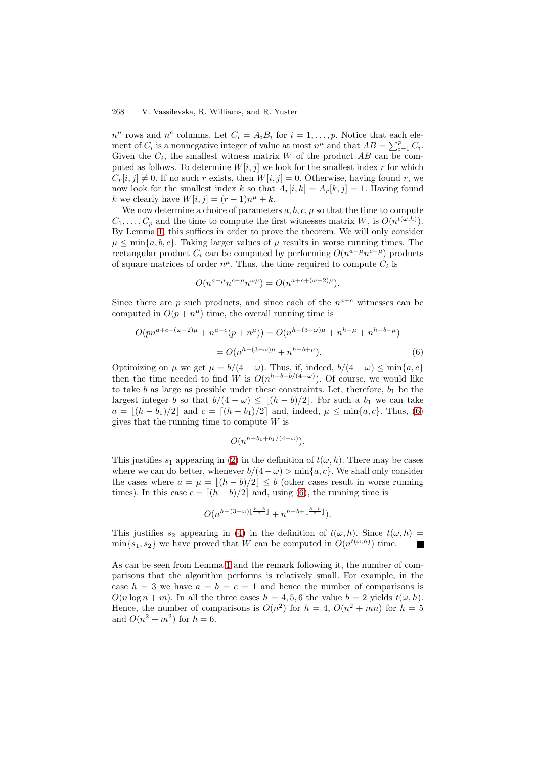$n^\mu$ rows and $n^c$ columns. Let $C_i = A_i B_i$ for $i = 1, \ldots, p$. Notice that each element of $C_i$ is a nonnegative integer of value at most $n^\mu$ and that $AB = \sum_{i=1}^{p} C_i$. Given the $C_i$, the smallest witness matrix $W$ of the product $AB$ can be computed as follows. To determine $W[i,j]$ we look for the smallest index $r$ for which $C_r[i,j] \neq 0$. If no such $r$ exists, then $W[i,j] = 0$. Otherwise, having found $r$, we now look for the smallest index $k$ so that $A_r[i,k] = A_r[k,j] = 1$. Having found $k$ we clearly have $W[i,j] = (r-1)n^\mu + k$.

We now determine a choice of parameters $a, b, c, \mu$ so that the time to compute $C_1, \ldots, C_p$ and the time to compute the first witnesses matrix $W$, is $O(n^{t(\omega,h)})$. By Lemma 1, this suffices in order to prove the theorem. We will only consider $\mu \leq \min\{a, b, c\}$. Taking larger values of $\mu$ results in worse running times. The rectangular product $C_i$ can be computed by performing $O(n^{a-\mu} n^{c-\mu})$ products of square matrices of order $n^\mu$. Thus, the time required to compute $C_i$ is

$$O(n^{a-\mu} n^{c-\mu} n^{\omega\mu}) = O(n^{a+c+(\omega-2)\mu}).$$

Since there are $p$ such products, and since each of the $n^{a+c}$ witnesses can be computed in $O(p + n^\mu)$ time, the overall running time is

$$O(pn^{a+c+(\omega-2)\mu} + n^{a+c}(p + n^\mu)) = O(n^{h-(3-\omega)\mu} + n^{h-\mu} + n^{h-b+\mu})$$
$$= O(n^{h-(3-\omega)\mu} + n^{h-b+\mu}). \tag{6}$$

Optimizing on $\mu$ we get $\mu = b/(4-\omega)$. Thus, if, indeed, $b/(4-\omega) \leq \min\{a, c\}$ then the time needed to find $W$ is $O(n^{h-b+b/(4-\omega)})$. Of course, we would like to take $b$ as large as possible under these constraints. Let, therefore, $b_1$ be the largest integer $b$ so that $b/(4-\omega) \leq \lfloor (h-b)/2 \rfloor$. For such a $b_1$ we can take $a = \lfloor (h-b_1)/2 \rfloor$ and $c = \lceil (h-b_1)/2 \rceil$ and, indeed, $\mu \leq \min\{a, c\}$. Thus, (6) gives that the running time to compute $W$ is

$$O(n^{h-b_1+b_1/(4-\omega)}).$$

This justifies $s_1$ appearing in (2) in the definition of $t(\omega, h)$. There may be cases where we can do better, whenever $b/(4-\omega) > \min\{a, c\}$. We shall only consider the cases where $a = \mu = \lfloor (h-b)/2 \rfloor \leq b$ (other cases result in worse running times). In this case $c = \lceil (h-b)/2 \rceil$ and, using (6), the running time is

$$O(n^{h-(3-\omega)\lfloor \frac{h-b}{2} \rfloor} + n^{h-b+\lfloor \frac{h-b}{2} \rfloor}).$$

This justifies $s_2$ appearing in (4) in the definition of $t(\omega, h)$. Since $t(\omega, h) = \min\{s_1, s_2\}$ we have proved that $W$ can be computed in $O(n^{t(\omega,h)})$ time. ∎

As can be seen from Lemma 1 and the remark following it, the number of comparisons that the algorithm performs is relatively small. For example, in the case $h = 3$ we have $a = b = c = 1$ and hence the number of comparisons is $O(n \log n + m)$. In all the three cases $h = 4, 5, 6$ the value $b = 2$ yields $t(\omega, h)$. Hence, the number of comparisons is $O(n^2)$ for $h = 4$, $O(n^2 + mn)$ for $h = 5$ and $O(n^2 + m^2)$ for $h = 6$.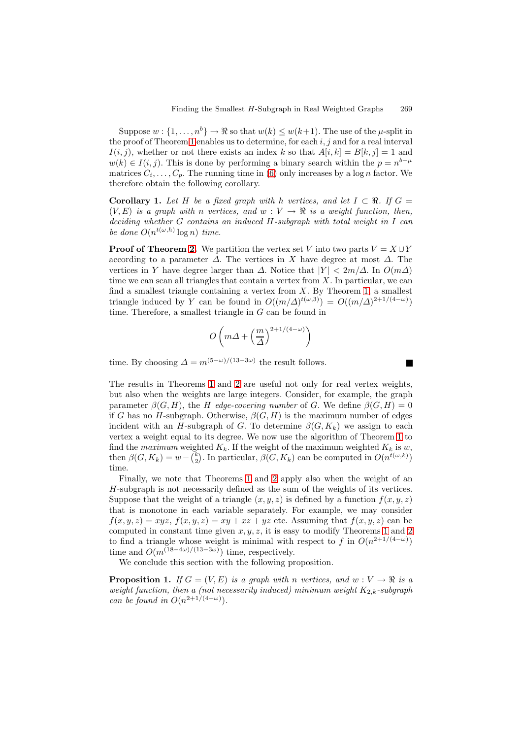Suppose $w : \{1, \ldots, n^b\} \to \Re$ so that $w(k) \leq w(k+1)$. The use of the $\mu$-split in the proof of Theorem 1 enables us to determine, for each $i, j$ and for a real interval $I(i,j)$, whether or not there exists an index $k$ so that $A[i,k] = B[k,j] = 1$ and $w(k) \in I(i,j)$. This is done by performing a binary search within the $p = n^{b-\mu}$ matrices $C_i, \ldots, C_p$. The running time in (6) only increases by a $\log n$ factor. We therefore obtain the following corollary.

**Corollary 1.** *Let $H$ be a fixed graph with $h$ vertices, and let $I \subset \Re$. If $G = (V,E)$ is a graph with $n$ vertices, and $w : V \to \Re$ is a weight function, then, deciding whether $G$ contains an induced $H$-subgraph with total weight in $I$ can be done $O(n^{t(\omega,h)} \log n)$ time.*

**Proof of Theorem 2.** We partition the vertex set $V$ into two parts $V = X \cup Y$ according to a parameter $\Delta$. The vertices in $X$ have degree at most $\Delta$. The vertices in $Y$ have degree larger than $\Delta$. Notice that $|Y| < 2m/\Delta$. In $O(m\Delta)$ time we can scan all triangles that contain a vertex from $X$. In particular, we can find a smallest triangle containing a vertex from $X$. By Theorem 1, a smallest triangle induced by $Y$ can be found in $O((m/\Delta)^{t(\omega,3)}) = O((m/\Delta)^{2+1/(4-\omega)})$ time. Therefore, a smallest triangle in $G$ can be found in

$$O\left(m\Delta + \left(\frac{m}{\Delta}\right)^{2+1/(4-\omega)}\right)$$

time. By choosing $\Delta = m^{(5-\omega)/(13-3\omega)}$ the result follows. ∎

The results in Theorems 1 and 2 are useful not only for real vertex weights, but also when the weights are large integers. Consider, for example, the graph parameter $\beta(G,H)$, the $H$ *edge-covering number* of $G$. We define $\beta(G,H) = 0$ if $G$ has no $H$-subgraph. Otherwise, $\beta(G,H)$ is the maximum number of edges incident with an $H$-subgraph of $G$. To determine $\beta(G,K_k)$ we assign to each vertex a weight equal to its degree. We now use the algorithm of Theorem 1 to find the *maximum* weighted $K_k$. If the weight of the maximum weighted $K_k$ is $w$, then $\beta(G,K_k) = w - \binom{k}{2}$. In particular, $\beta(G,K_k)$ can be computed in $O(n^{t(\omega,k)})$ time.

Finally, we note that Theorems 1 and 2 apply also when the weight of an $H$-subgraph is not necessarily defined as the sum of the weights of its vertices. Suppose that the weight of a triangle $(x,y,z)$ is defined by a function $f(x,y,z)$ that is monotone in each variable separately. For example, we may consider $f(x,y,z) = xyz$, $f(x,y,z) = xy + xz + yz$ etc. Assuming that $f(x,y,z)$ can be computed in constant time given $x,y,z$, it is easy to modify Theorems 1 and 2 to find a triangle whose weight is minimal with respect to $f$ in $O(n^{2+1/(4-\omega)})$ time and $O(m^{(18-4\omega)/(13-3\omega)})$ time, respectively.

We conclude this section with the following proposition.

**Proposition 1.** *If $G = (V,E)$ is a graph with $n$ vertices, and $w : V \to \Re$ is a weight function, then a (not necessarily induced) minimum weight $K_{2,k}$-subgraph can be found in $O(n^{2+1/(4-\omega)})$.*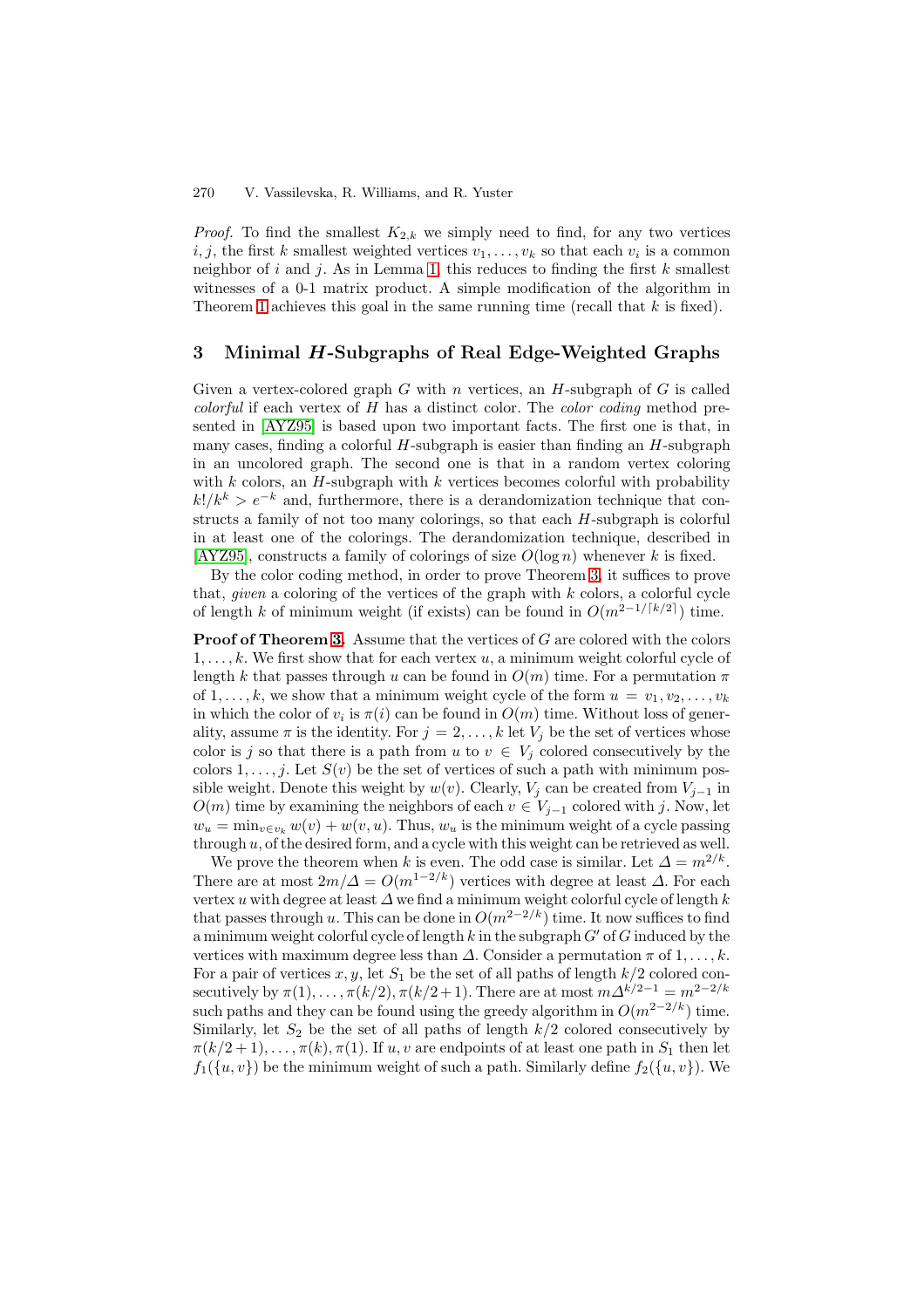*Proof.* To find the smallest $K_{2,k}$ we simply need to find, for any two vertices $i, j$, the first $k$ smallest weighted vertices $v_1, \ldots, v_k$ so that each $v_i$ is a common neighbor of $i$ and $j$. As in Lemma 1, this reduces to finding the first $k$ smallest witnesses of a 0-1 matrix product. A simple modification of the algorithm in Theorem 1 achieves this goal in the same running time (recall that $k$ is fixed).

## 3 Minimal *H*-Subgraphs of Real Edge-Weighted Graphs

Given a vertex-colored graph $G$ with $n$ vertices, an $H$-subgraph of $G$ is called *colorful* if each vertex of $H$ has a distinct color. The *color coding* method presented in [AYZ95] is based upon two important facts. The first one is that, in many cases, finding a colorful $H$-subgraph is easier than finding an $H$-subgraph in an uncolored graph. The second one is that in a random vertex coloring with $k$ colors, an $H$-subgraph with $k$ vertices becomes colorful with probability $k!/k^k > e^{-k}$ and, furthermore, there is a derandomization technique that constructs a family of not too many colorings, so that each $H$-subgraph is colorful in at least one of the colorings. The derandomization technique, described in [AYZ95], constructs a family of colorings of size $O(\log n)$ whenever $k$ is fixed.

By the color coding method, in order to prove Theorem 3, it suffices to prove that, *given* a coloring of the vertices of the graph with $k$ colors, a colorful cycle of length $k$ of minimum weight (if exists) can be found in $O(m^{2-1/\lceil k/2 \rceil})$ time.

**Proof of Theorem 3.** Assume that the vertices of $G$ are colored with the colors $1, \ldots, k$. We first show that for each vertex $u$, a minimum weight colorful cycle of length $k$ that passes through $u$ can be found in $O(m)$ time. For a permutation $\pi$ of $1, \ldots, k$, we show that a minimum weight cycle of the form $u = v_1, v_2, \ldots, v_k$ in which the color of $v_i$ is $\pi(i)$ can be found in $O(m)$ time. Without loss of generality, assume $\pi$ is the identity. For $j = 2, \ldots, k$ let $V_j$ be the set of vertices whose color is $j$ so that there is a path from $u$ to $v \in V_j$ colored consecutively by the colors $1, \ldots, j$. Let $S(v)$ be the set of vertices of such a path with minimum possible weight. Denote this weight by $w(v)$. Clearly, $V_j$ can be created from $V_{j-1}$ in $O(m)$ time by examining the neighbors of each $v \in V_{j-1}$ colored with $j$. Now, let $w_u = \min_{v \in v_k} w(v) + w(v, u)$. Thus, $w_u$ is the minimum weight of a cycle passing through $u$, of the desired form, and a cycle with this weight can be retrieved as well.

We prove the theorem when $k$ is even. The odd case is similar. Let $\Delta = m^{2/k}$. There are at most $2m/\Delta = O(m^{1-2/k})$ vertices with degree at least $\Delta$. For each vertex $u$ with degree at least $\Delta$ we find a minimum weight colorful cycle of length $k$ that passes through $u$. This can be done in $O(m^{2-2/k})$ time. It now suffices to find a minimum weight colorful cycle of length $k$ in the subgraph $G'$ of $G$ induced by the vertices with maximum degree less than $\Delta$. Consider a permutation $\pi$ of $1, \ldots, k$. For a pair of vertices $x, y$, let $S_1$ be the set of all paths of length $k/2$ colored consecutively by $\pi(1), \ldots, \pi(k/2), \pi(k/2+1)$. There are at most $m\Delta^{k/2-1} = m^{2-2/k}$ such paths and they can be found using the greedy algorithm in $O(m^{2-2/k})$ time. Similarly, let $S_2$ be the set of all paths of length $k/2$ colored consecutively by $\pi(k/2+1), \ldots, \pi(k), \pi(1)$. If $u, v$ are endpoints of at least one path in $S_1$ then let $f_1(\{u, v\})$ be the minimum weight of such a path. Similarly define $f_2(\{u, v\})$. We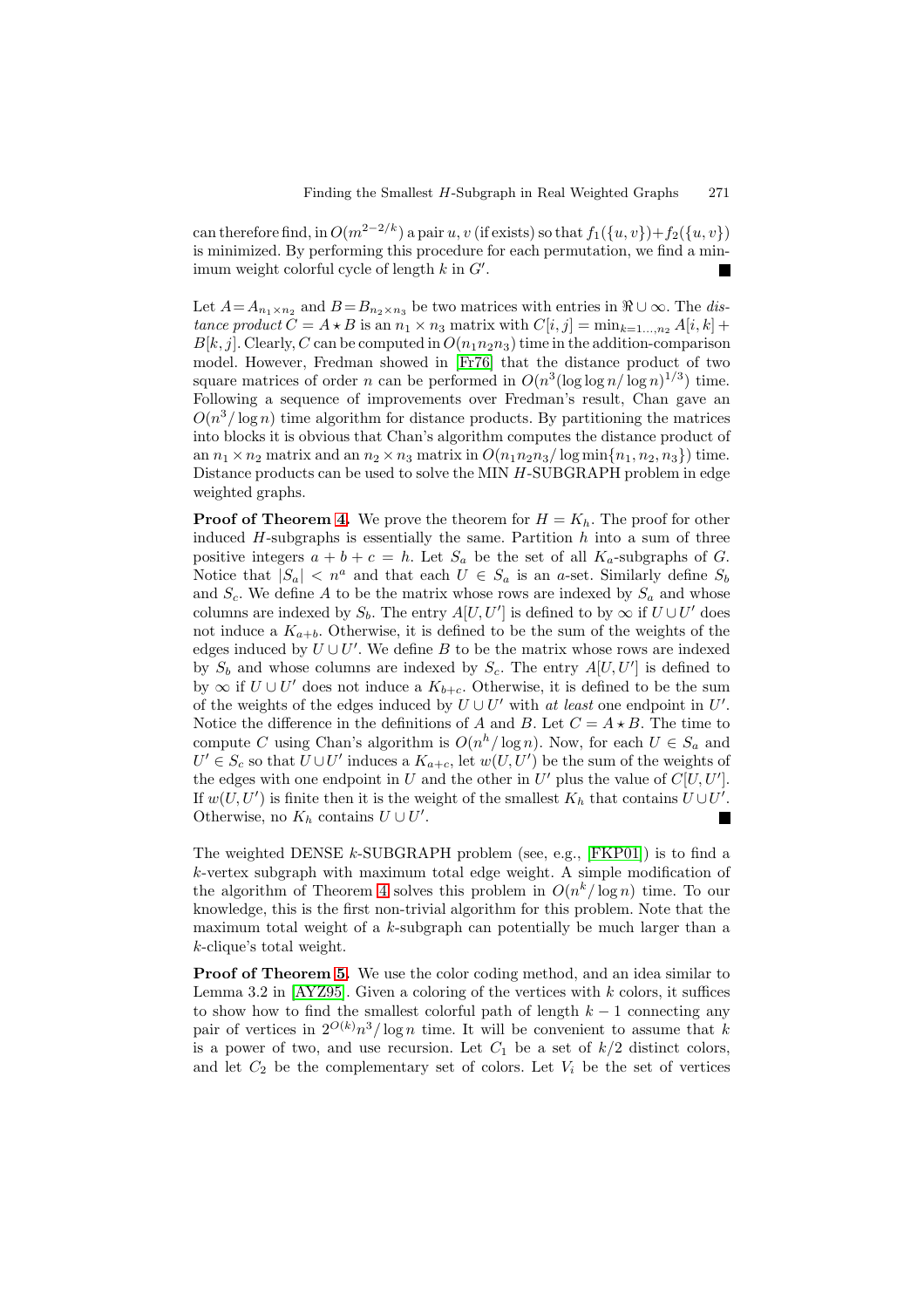can therefore find, in $O(m^{2-2/k})$ a pair $u, v$ (if exists) so that $f_1(\{u, v\}) + f_2(\{u, v\})$ is minimized. By performing this procedure for each permutation, we find a minimum weight colorful cycle of length $k$ in $G'$. ∎

Let $A = A_{n_1 \times n_2}$ and $B = B_{n_2 \times n_3}$ be two matrices with entries in $\Re \cup \infty$. The *distance product* $C = A \star B$ is an $n_1 \times n_3$ matrix with $C[i, j] = \min_{k=1\ldots,n_2} A[i, k] + B[k, j]$. Clearly, $C$ can be computed in $O(n_1 n_2 n_3)$ time in the addition-comparison model. However, Fredman showed in [Fr76] that the distance product of two square matrices of order $n$ can be performed in $O(n^3 (\log \log n / \log n)^{1/3})$ time. Following a sequence of improvements over Fredman's result, Chan gave an $O(n^3 / \log n)$ time algorithm for distance products. By partitioning the matrices into blocks it is obvious that Chan's algorithm computes the distance product of an $n_1 \times n_2$ matrix and an $n_2 \times n_3$ matrix in $O(n_1 n_2 n_3 / \log \min\{n_1, n_2, n_3\})$ time. Distance products can be used to solve the MIN $H$-SUBGRAPH problem in edge weighted graphs.

**Proof of Theorem 4.** We prove the theorem for $H = K_h$. The proof for other induced $H$-subgraphs is essentially the same. Partition $h$ into a sum of three positive integers $a + b + c = h$. Let $S_a$ be the set of all $K_a$-subgraphs of $G$. Notice that $|S_a| < n^a$ and that each $U \in S_a$ is an $a$-set. Similarly define $S_b$ and $S_c$. We define $A$ to be the matrix whose rows are indexed by $S_a$ and whose columns are indexed by $S_b$. The entry $A[U, U']$ is defined to by $\infty$ if $U \cup U'$ does not induce a $K_{a+b}$. Otherwise, it is defined to be the sum of the weights of the edges induced by $U \cup U'$. We define $B$ to be the matrix whose rows are indexed by $S_b$ and whose columns are indexed by $S_c$. The entry $A[U, U']$ is defined to by $\infty$ if $U \cup U'$ does not induce a $K_{b+c}$. Otherwise, it is defined to be the sum of the weights of the edges induced by $U \cup U'$ with *at least* one endpoint in $U'$. Notice the difference in the definitions of $A$ and $B$. Let $C = A \star B$. The time to compute $C$ using Chan's algorithm is $O(n^h / \log n)$. Now, for each $U \in S_a$ and $U' \in S_c$ so that $U \cup U'$ induces a $K_{a+c}$, let $w(U, U')$ be the sum of the weights of the edges with one endpoint in $U$ and the other in $U'$ plus the value of $C[U, U']$. If $w(U, U')$ is finite then it is the weight of the smallest $K_h$ that contains $U \cup U'$. Otherwise, no $K_h$ contains $U \cup U'$. ∎

The weighted DENSE $k$-SUBGRAPH problem (see, e.g., [FKP01]) is to find a $k$-vertex subgraph with maximum total edge weight. A simple modification of the algorithm of Theorem 4 solves this problem in $O(n^k / \log n)$ time. To our knowledge, this is the first non-trivial algorithm for this problem. Note that the maximum total weight of a $k$-subgraph can potentially be much larger than a $k$-clique's total weight.

**Proof of Theorem 5.** We use the color coding method, and an idea similar to Lemma 3.2 in [AYZ95]. Given a coloring of the vertices with $k$ colors, it suffices to show how to find the smallest colorful path of length $k - 1$ connecting any pair of vertices in $2^{O(k)} n^3 / \log n$ time. It will be convenient to assume that $k$ is a power of two, and use recursion. Let $C_1$ be a set of $k/2$ distinct colors, and let $C_2$ be the complementary set of colors. Let $V_i$ be the set of vertices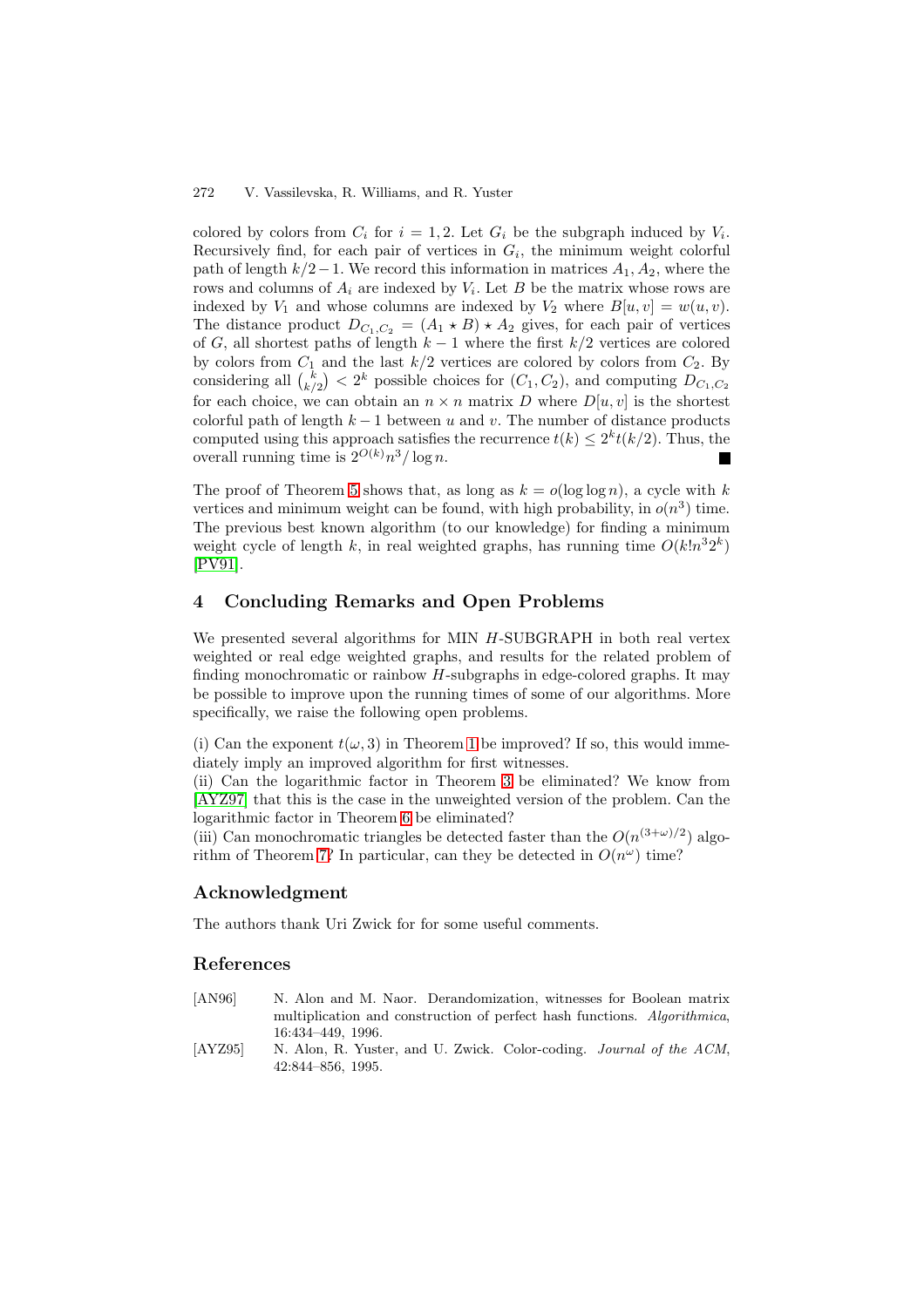colored by colors from $C_i$ for $i = 1, 2$. Let $G_i$ be the subgraph induced by $V_i$. Recursively find, for each pair of vertices in $G_i$, the minimum weight colorful path of length $k/2 - 1$. We record this information in matrices $A_1, A_2$, where the rows and columns of $A_i$ are indexed by $V_i$. Let $B$ be the matrix whose rows are indexed by $V_1$ and whose columns are indexed by $V_2$ where $B[u, v] = w(u, v)$. The distance product $D_{C_1,C_2} = (A_1 \star B) \star A_2$ gives, for each pair of vertices of $G$, all shortest paths of length $k - 1$ where the first $k/2$ vertices are colored by colors from $C_1$ and the last $k/2$ vertices are colored by colors from $C_2$. By considering all $\binom{k}{k/2} < 2^k$ possible choices for $(C_1, C_2)$, and computing $D_{C_1,C_2}$ for each choice, we can obtain an $n \times n$ matrix $D$ where $D[u, v]$ is the shortest colorful path of length $k - 1$ between $u$ and $v$. The number of distance products computed using this approach satisfies the recurrence $t(k) \leq 2^k t(k/2)$. Thus, the overall running time is $2^{O(k)} n^3 / \log n$. ∎

The proof of Theorem 5 shows that, as long as $k = o(\log \log n)$, a cycle with $k$ vertices and minimum weight can be found, with high probability, in $o(n^3)$ time. The previous best known algorithm (to our knowledge) for finding a minimum weight cycle of length $k$, in real weighted graphs, has running time $O(k! n^3 2^k)$ [PV91].

## 4 Concluding Remarks and Open Problems

We presented several algorithms for MIN $H$-SUBGRAPH in both real vertex weighted or real edge weighted graphs, and results for the related problem of finding monochromatic or rainbow $H$-subgraphs in edge-colored graphs. It may be possible to improve upon the running times of some of our algorithms. More specifically, we raise the following open problems.

(i) Can the exponent $t(\omega, 3)$ in Theorem 1 be improved? If so, this would immediately imply an improved algorithm for first witnesses.
(ii) Can the logarithmic factor in Theorem 3 be eliminated? We know from [AYZ97] that this is the case in the unweighted version of the problem. Can the logarithmic factor in Theorem 6 be eliminated?
(iii) Can monochromatic triangles be detected faster than the $O(n^{(3+\omega)/2})$ algorithm of Theorem 7? In particular, can they be detected in $O(n^{\omega})$ time?

## Acknowledgment

The authors thank Uri Zwick for for some useful comments.

## References

[AN96] N. Alon and M. Naor. Derandomization, witnesses for Boolean matrix multiplication and construction of perfect hash functions. *Algorithmica*, 16:434–449, 1996.

[AYZ95] N. Alon, R. Yuster, and U. Zwick. Color-coding. *Journal of the ACM*, 42:844–856, 1995.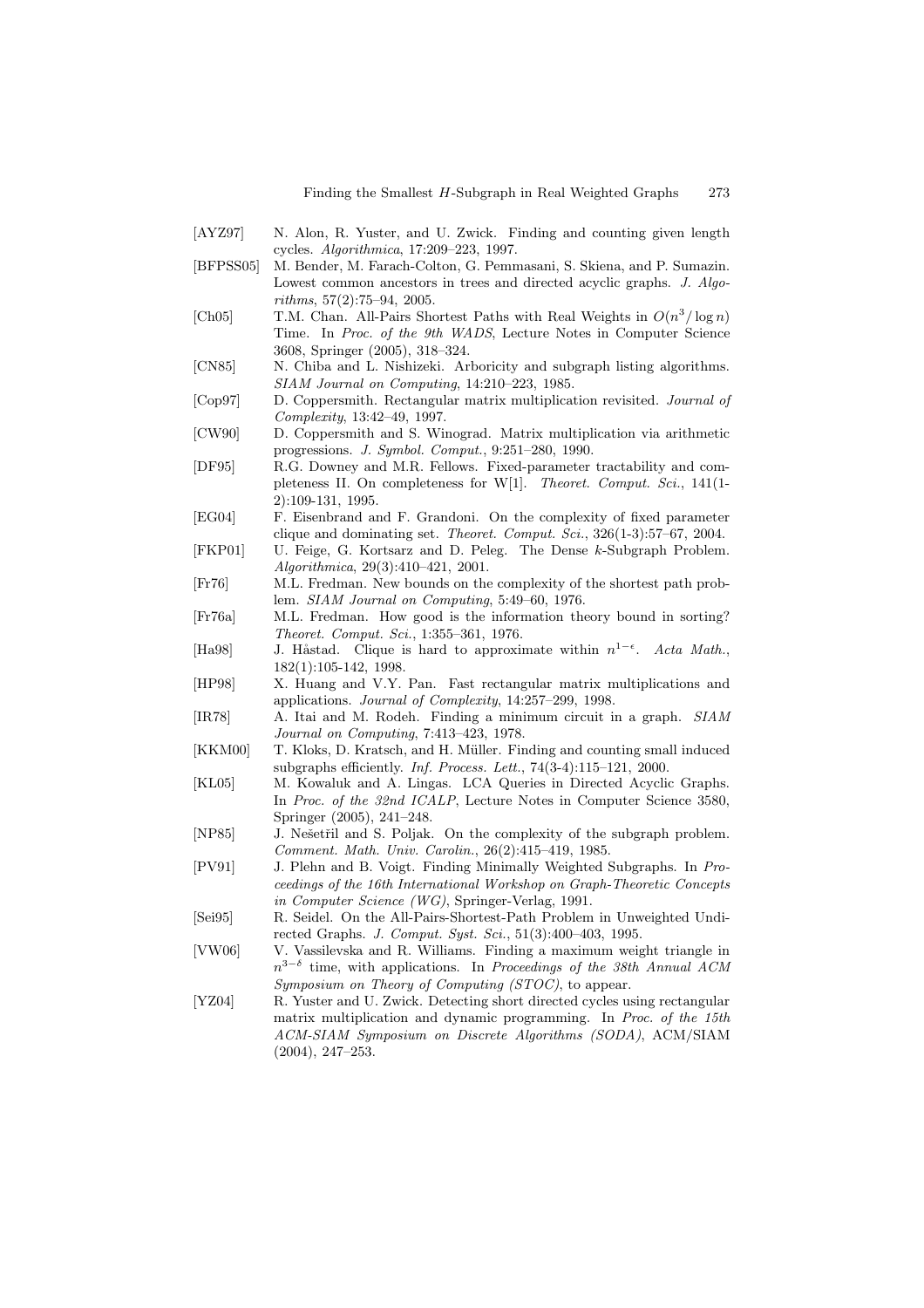[AYZ97] N. Alon, R. Yuster, and U. Zwick. Finding and counting given length cycles. *Algorithmica*, 17:209–223, 1997.

[BFPSS05] M. Bender, M. Farach-Colton, G. Pemmasani, S. Skiena, and P. Sumazin. Lowest common ancestors in trees and directed acyclic graphs. *J. Algorithms*, 57(2):75–94, 2005.

[Ch05] T.M. Chan. All-Pairs Shortest Paths with Real Weights in $O(n^3/\log n)$ Time. In *Proc. of the 9th WADS*, Lecture Notes in Computer Science 3608, Springer (2005), 318–324.

[CN85] N. Chiba and L. Nishizeki. Arboricity and subgraph listing algorithms. *SIAM Journal on Computing*, 14:210–223, 1985.

[Cop97] D. Coppersmith. Rectangular matrix multiplication revisited. *Journal of Complexity*, 13:42–49, 1997.

[CW90] D. Coppersmith and S. Winograd. Matrix multiplication via arithmetic progressions. *J. Symbol. Comput.*, 9:251–280, 1990.

[DF95] R.G. Downey and M.R. Fellows. Fixed-parameter tractability and completeness II. On completeness for W[1]. *Theoret. Comput. Sci.*, 141(1-2):109-131, 1995.

[EG04] F. Eisenbrand and F. Grandoni. On the complexity of fixed parameter clique and dominating set. *Theoret. Comput. Sci.*, 326(1-3):57–67, 2004.

[FKP01] U. Feige, G. Kortsarz and D. Peleg. The Dense $k$-Subgraph Problem. *Algorithmica*, 29(3):410–421, 2001.

[Fr76] M.L. Fredman. New bounds on the complexity of the shortest path problem. *SIAM Journal on Computing*, 5:49–60, 1976.

[Fr76a] M.L. Fredman. How good is the information theory bound in sorting? *Theoret. Comput. Sci.*, 1:355–361, 1976.

[Ha98] J. Håstad. Clique is hard to approximate within $n^{1-\epsilon}$. *Acta Math.*, 182(1):105-142, 1998.

[HP98] X. Huang and V.Y. Pan. Fast rectangular matrix multiplications and applications. *Journal of Complexity*, 14:257–299, 1998.

[IR78] A. Itai and M. Rodeh. Finding a minimum circuit in a graph. *SIAM Journal on Computing*, 7:413–423, 1978.

[KKM00] T. Kloks, D. Kratsch, and H. Müller. Finding and counting small induced subgraphs efficiently. *Inf. Process. Lett.*, 74(3-4):115–121, 2000.

[KL05] M. Kowaluk and A. Lingas. LCA Queries in Directed Acyclic Graphs. In *Proc. of the 32nd ICALP*, Lecture Notes in Computer Science 3580, Springer (2005), 241–248.

[NP85] J. Nešetřil and S. Poljak. On the complexity of the subgraph problem. *Comment. Math. Univ. Carolin.*, 26(2):415–419, 1985.

[PV91] J. Plehn and B. Voigt. Finding Minimally Weighted Subgraphs. In *Proceedings of the 16th International Workshop on Graph-Theoretic Concepts in Computer Science (WG)*, Springer-Verlag, 1991.

[Sei95] R. Seidel. On the All-Pairs-Shortest-Path Problem in Unweighted Undirected Graphs. *J. Comput. Syst. Sci.*, 51(3):400–403, 1995.

[VW06] V. Vassilevska and R. Williams. Finding a maximum weight triangle in $n^{3-\delta}$ time, with applications. In *Proceedings of the 38th Annual ACM Symposium on Theory of Computing (STOC)*, to appear.

[YZ04] R. Yuster and U. Zwick. Detecting short directed cycles using rectangular matrix multiplication and dynamic programming. In *Proc. of the 15th ACM-SIAM Symposium on Discrete Algorithms (SODA)*, ACM/SIAM (2004), 247–253.